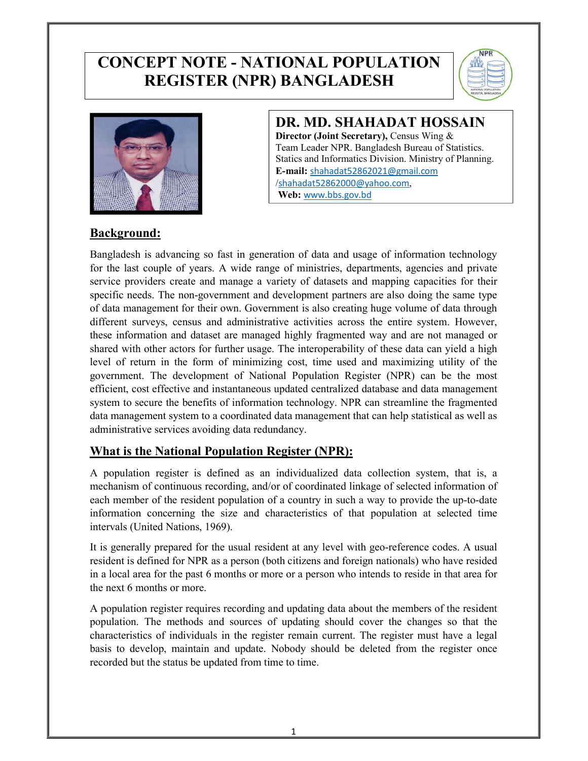# CONCEPT NOTE - NATIONAL POPULATION REGISTER (NPR) BANGLADESH

## DR. MD. SHAHADAT HOSSAIN

**Director (Joint Secretary),** Census Wing & Team Leader NPR. Bangladesh Bureau of Statistics. Statics and Informatics Division. Ministry of Planning.
**E-mail:** shahadat52862021@gmail.com /shahadat52862000@yahoo.com,
**Web:** www.bbs.gov.bd

## Background:

Bangladesh is advancing so fast in generation of data and usage of information technology for the last couple of years. A wide range of ministries, departments, agencies and private service providers create and manage a variety of datasets and mapping capacities for their specific needs. The non-government and development partners are also doing the same type of data management for their own. Government is also creating huge volume of data through different surveys, census and administrative activities across the entire system. However, these information and dataset are managed highly fragmented way and are not managed or shared with other actors for further usage. The interoperability of these data can yield a high level of return in the form of minimizing cost, time used and maximizing utility of the government. The development of National Population Register (NPR) can be the most efficient, cost effective and instantaneous updated centralized database and data management system to secure the benefits of information technology. NPR can streamline the fragmented data management system to a coordinated data management that can help statistical as well as administrative services avoiding data redundancy.

## What is the National Population Register (NPR):

A population register is defined as an individualized data collection system, that is, a mechanism of continuous recording, and/or of coordinated linkage of selected information of each member of the resident population of a country in such a way to provide the up-to-date information concerning the size and characteristics of that population at selected time intervals (United Nations, 1969).

It is generally prepared for the usual resident at any level with geo-reference codes. A usual resident is defined for NPR as a person (both citizens and foreign nationals) who have resided in a local area for the past 6 months or more or a person who intends to reside in that area for the next 6 months or more.

A population register requires recording and updating data about the members of the resident population. The methods and sources of updating should cover the changes so that the characteristics of individuals in the register remain current. The register must have a legal basis to develop, maintain and update. Nobody should be deleted from the register once recorded but the status be updated from time to time.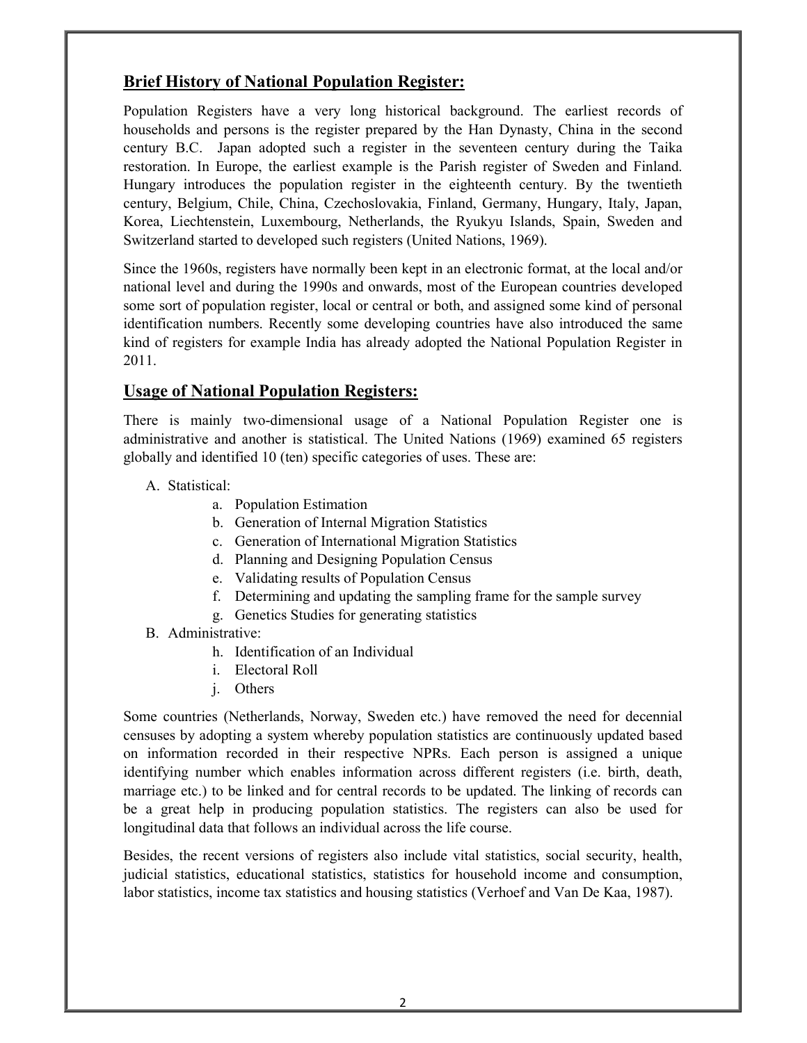## Brief History of National Population Register:

Population Registers have a very long historical background. The earliest records of households and persons is the register prepared by the Han Dynasty, China in the second century B.C. Japan adopted such a register in the seventeen century during the Taika restoration. In Europe, the earliest example is the Parish register of Sweden and Finland. Hungary introduces the population register in the eighteenth century. By the twentieth century, Belgium, Chile, China, Czechoslovakia, Finland, Germany, Hungary, Italy, Japan, Korea, Liechtenstein, Luxembourg, Netherlands, the Ryukyu Islands, Spain, Sweden and Switzerland started to developed such registers (United Nations, 1969).

Since the 1960s, registers have normally been kept in an electronic format, at the local and/or national level and during the 1990s and onwards, most of the European countries developed some sort of population register, local or central or both, and assigned some kind of personal identification numbers. Recently some developing countries have also introduced the same kind of registers for example India has already adopted the National Population Register in 2011.

## Usage of National Population Registers:

There is mainly two-dimensional usage of a National Population Register one is administrative and another is statistical. The United Nations (1969) examined 65 registers globally and identified 10 (ten) specific categories of uses. These are:

A. Statistical:
   a. Population Estimation
   b. Generation of Internal Migration Statistics
   c. Generation of International Migration Statistics
   d. Planning and Designing Population Census
   e. Validating results of Population Census
   f. Determining and updating the sampling frame for the sample survey
   g. Genetics Studies for generating statistics
B. Administrative:
   h. Identification of an Individual
   i. Electoral Roll
   j. Others

Some countries (Netherlands, Norway, Sweden etc.) have removed the need for decennial censuses by adopting a system whereby population statistics are continuously updated based on information recorded in their respective NPRs. Each person is assigned a unique identifying number which enables information across different registers (i.e. birth, death, marriage etc.) to be linked and for central records to be updated. The linking of records can be a great help in producing population statistics. The registers can also be used for longitudinal data that follows an individual across the life course.

Besides, the recent versions of registers also include vital statistics, social security, health, judicial statistics, educational statistics, statistics for household income and consumption, labor statistics, income tax statistics and housing statistics (Verhoef and Van De Kaa, 1987).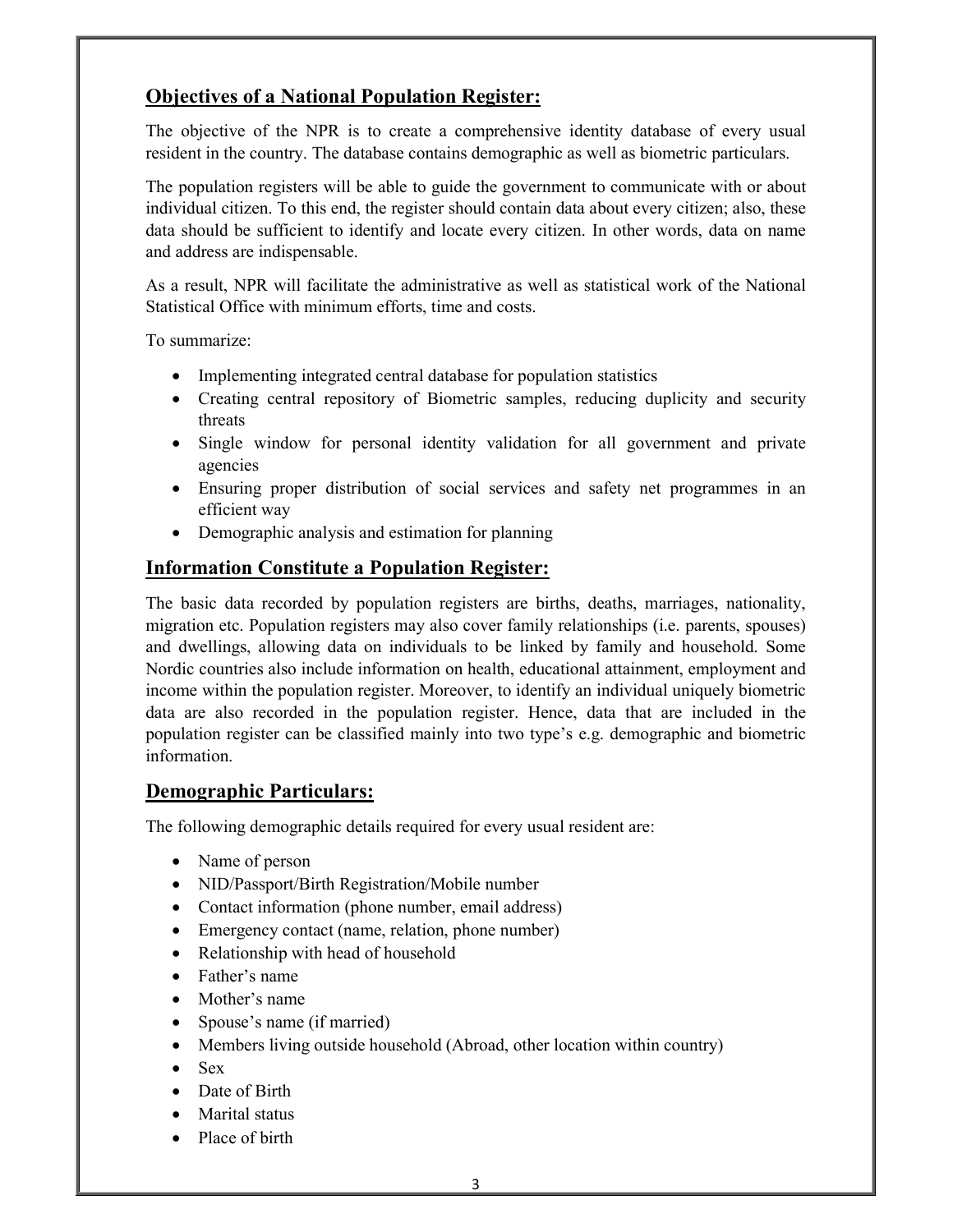## Objectives of a National Population Register:

The objective of the NPR is to create a comprehensive identity database of every usual resident in the country. The database contains demographic as well as biometric particulars.

The population registers will be able to guide the government to communicate with or about individual citizen. To this end, the register should contain data about every citizen; also, these data should be sufficient to identify and locate every citizen. In other words, data on name and address are indispensable.

As a result, NPR will facilitate the administrative as well as statistical work of the National Statistical Office with minimum efforts, time and costs.

To summarize:

- Implementing integrated central database for population statistics
- Creating central repository of Biometric samples, reducing duplicity and security threats
- Single window for personal identity validation for all government and private agencies
- Ensuring proper distribution of social services and safety net programmes in an efficient way
- Demographic analysis and estimation for planning

## Information Constitute a Population Register:

The basic data recorded by population registers are births, deaths, marriages, nationality, migration etc. Population registers may also cover family relationships (i.e. parents, spouses) and dwellings, allowing data on individuals to be linked by family and household. Some Nordic countries also include information on health, educational attainment, employment and income within the population register. Moreover, to identify an individual uniquely biometric data are also recorded in the population register. Hence, data that are included in the population register can be classified mainly into two type's e.g. demographic and biometric information.

## Demographic Particulars:

The following demographic details required for every usual resident are:

- Name of person
- NID/Passport/Birth Registration/Mobile number
- Contact information (phone number, email address)
- Emergency contact (name, relation, phone number)
- Relationship with head of household
- Father's name
- Mother's name
- Spouse's name (if married)
- Members living outside household (Abroad, other location within country)
- Sex
- Date of Birth
- Marital status
- Place of birth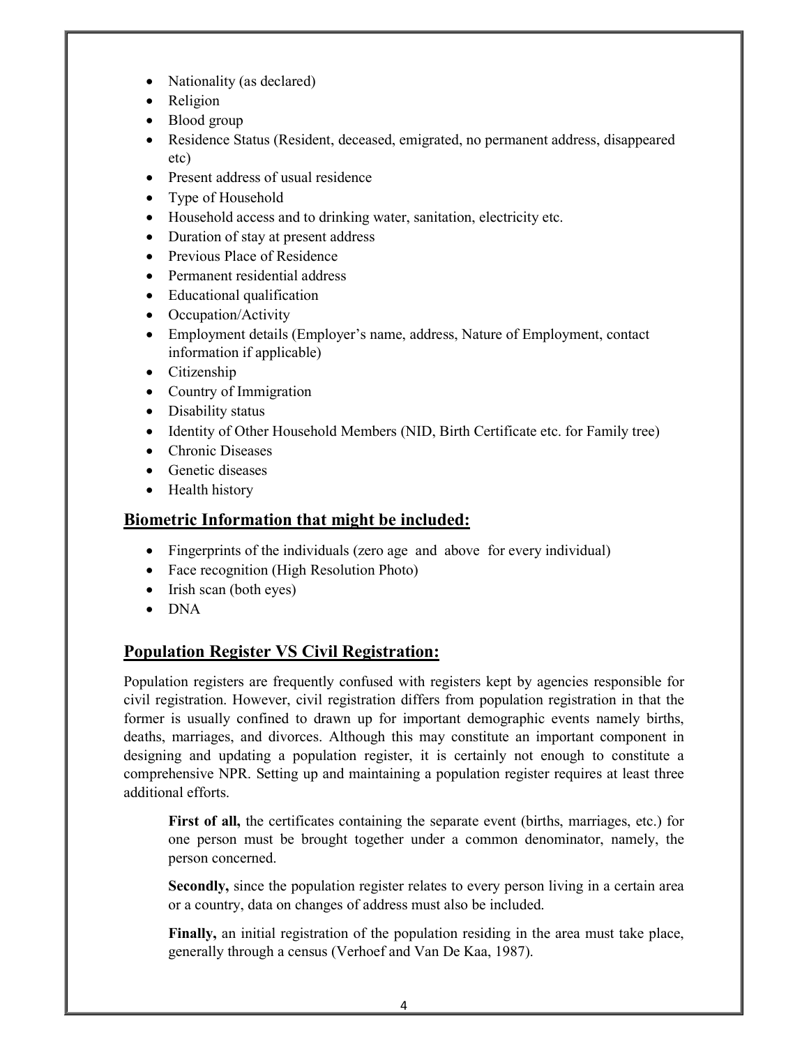- Nationality (as declared)
- Religion
- Blood group
- Residence Status (Resident, deceased, emigrated, no permanent address, disappeared etc)
- Present address of usual residence
- Type of Household
- Household access and to drinking water, sanitation, electricity etc.
- Duration of stay at present address
- Previous Place of Residence
- Permanent residential address
- Educational qualification
- Occupation/Activity
- Employment details (Employer's name, address, Nature of Employment, contact information if applicable)
- Citizenship
- Country of Immigration
- Disability status
- Identity of Other Household Members (NID, Birth Certificate etc. for Family tree)
- Chronic Diseases
- Genetic diseases
- Health history

## Biometric Information that might be included:

- Fingerprints of the individuals (zero age and above for every individual)
- Face recognition (High Resolution Photo)
- Irish scan (both eyes)
- DNA

## Population Register VS Civil Registration:

Population registers are frequently confused with registers kept by agencies responsible for civil registration. However, civil registration differs from population registration in that the former is usually confined to drawn up for important demographic events namely births, deaths, marriages, and divorces. Although this may constitute an important component in designing and updating a population register, it is certainly not enough to constitute a comprehensive NPR. Setting up and maintaining a population register requires at least three additional efforts.

**First of all,** the certificates containing the separate event (births, marriages, etc.) for one person must be brought together under a common denominator, namely, the person concerned.

**Secondly,** since the population register relates to every person living in a certain area or a country, data on changes of address must also be included.

**Finally,** an initial registration of the population residing in the area must take place, generally through a census (Verhoef and Van De Kaa, 1987).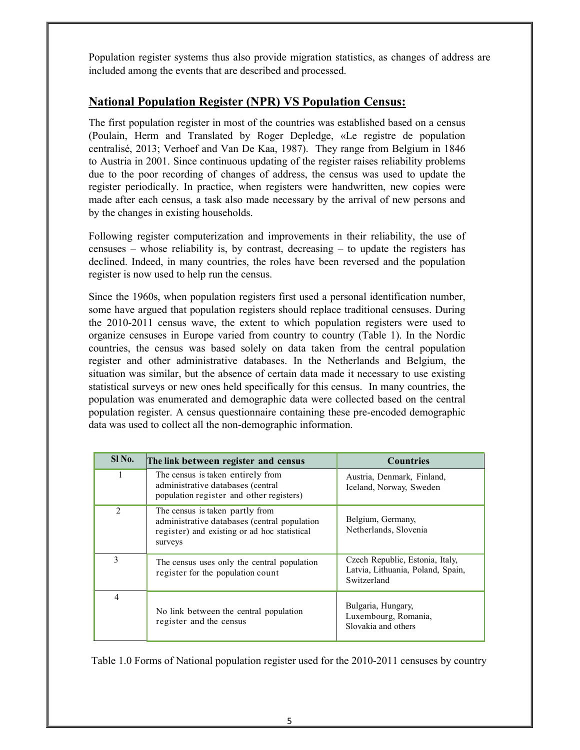Population register systems thus also provide migration statistics, as changes of address are included among the events that are described and processed.

## National Population Register (NPR) VS Population Census:

The first population register in most of the countries was established based on a census (Poulain, Herm and Translated by Roger Depledge, «Le registre de population centralisé, 2013; Verhoef and Van De Kaa, 1987). They range from Belgium in 1846 to Austria in 2001. Since continuous updating of the register raises reliability problems due to the poor recording of changes of address, the census was used to update the register periodically. In practice, when registers were handwritten, new copies were made after each census, a task also made necessary by the arrival of new persons and by the changes in existing households.

Following register computerization and improvements in their reliability, the use of censuses – whose reliability is, by contrast, decreasing – to update the registers has declined. Indeed, in many countries, the roles have been reversed and the population register is now used to help run the census.

Since the 1960s, when population registers first used a personal identification number, some have argued that population registers should replace traditional censuses. During the 2010-2011 census wave, the extent to which population registers were used to organize censuses in Europe varied from country to country (Table 1). In the Nordic countries, the census was based solely on data taken from the central population register and other administrative databases. In the Netherlands and Belgium, the situation was similar, but the absence of certain data made it necessary to use existing statistical surveys or new ones held specifically for this census. In many countries, the population was enumerated and demographic data were collected based on the central population register. A census questionnaire containing these pre-encoded demographic data was used to collect all the non-demographic information.

| Sl No. | The link between register and census | Countries |
|---|---|---|
| 1 | The census is taken entirely from administrative databases (central population register and other registers) | Austria, Denmark, Finland, Iceland, Norway, Sweden |
| 2 | The census is taken partly from administrative databases (central population register) and existing or ad hoc statistical surveys | Belgium, Germany, Netherlands, Slovenia |
| 3 | The census uses only the central population register for the population count | Czech Republic, Estonia, Italy, Latvia, Lithuania, Poland, Spain, Switzerland |
| 4 | No link between the central population register and the census | Bulgaria, Hungary, Luxembourg, Romania, Slovakia and others |

Table 1.0 Forms of National population register used for the 2010-2011 censuses by country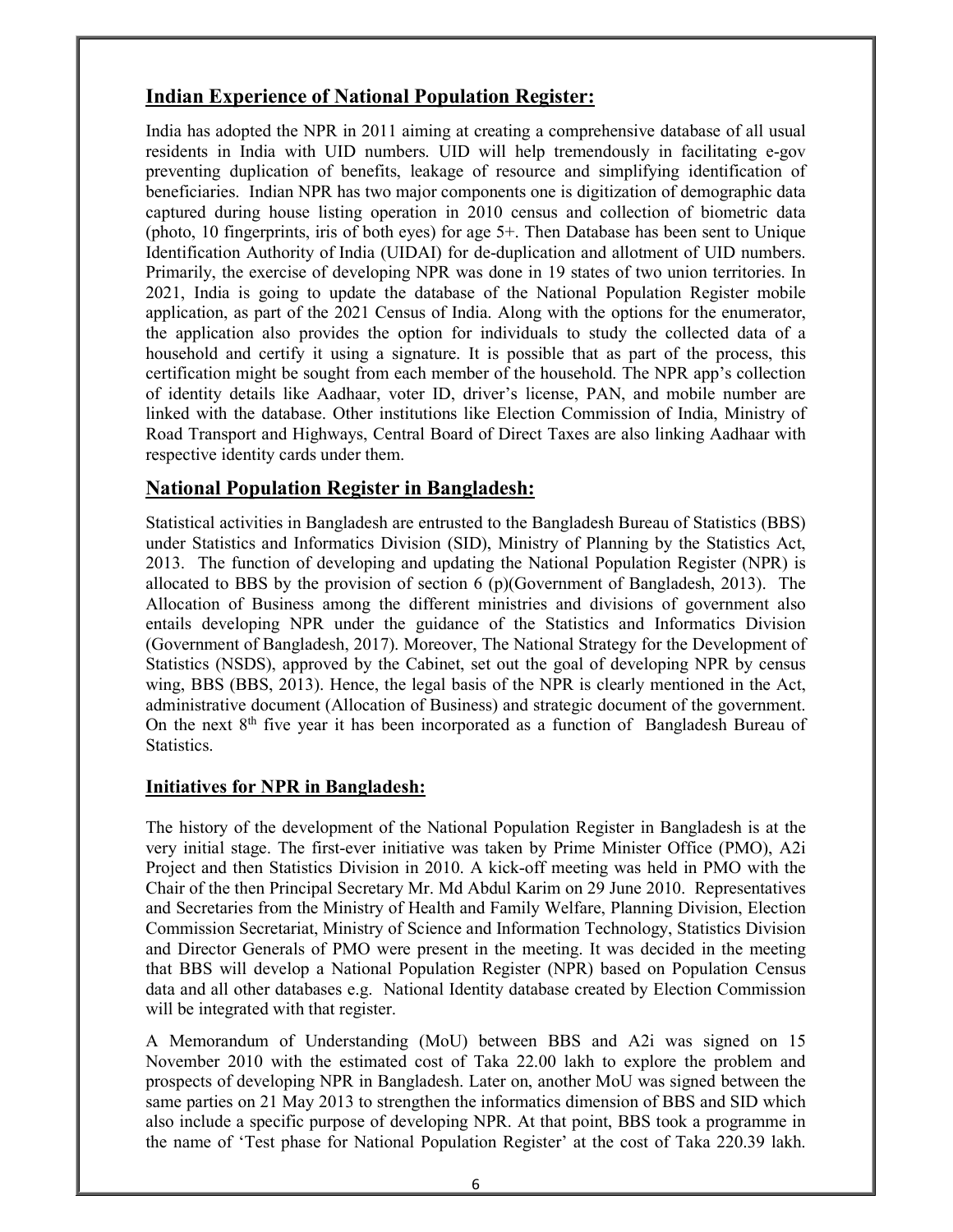## Indian Experience of National Population Register:

India has adopted the NPR in 2011 aiming at creating a comprehensive database of all usual residents in India with UID numbers. UID will help tremendously in facilitating e-gov preventing duplication of benefits, leakage of resource and simplifying identification of beneficiaries. Indian NPR has two major components one is digitization of demographic data captured during house listing operation in 2010 census and collection of biometric data (photo, 10 fingerprints, iris of both eyes) for age 5+. Then Database has been sent to Unique Identification Authority of India (UIDAI) for de-duplication and allotment of UID numbers. Primarily, the exercise of developing NPR was done in 19 states of two union territories. In 2021, India is going to update the database of the National Population Register mobile application, as part of the 2021 Census of India. Along with the options for the enumerator, the application also provides the option for individuals to study the collected data of a household and certify it using a signature. It is possible that as part of the process, this certification might be sought from each member of the household. The NPR app's collection of identity details like Aadhaar, voter ID, driver's license, PAN, and mobile number are linked with the database. Other institutions like Election Commission of India, Ministry of Road Transport and Highways, Central Board of Direct Taxes are also linking Aadhaar with respective identity cards under them.

## National Population Register in Bangladesh:

Statistical activities in Bangladesh are entrusted to the Bangladesh Bureau of Statistics (BBS) under Statistics and Informatics Division (SID), Ministry of Planning by the Statistics Act, 2013. The function of developing and updating the National Population Register (NPR) is allocated to BBS by the provision of section 6 (p)(Government of Bangladesh, 2013). The Allocation of Business among the different ministries and divisions of government also entails developing NPR under the guidance of the Statistics and Informatics Division (Government of Bangladesh, 2017). Moreover, The National Strategy for the Development of Statistics (NSDS), approved by the Cabinet, set out the goal of developing NPR by census wing, BBS (BBS, 2013). Hence, the legal basis of the NPR is clearly mentioned in the Act, administrative document (Allocation of Business) and strategic document of the government. On the next 8th five year it has been incorporated as a function of Bangladesh Bureau of Statistics.

### Initiatives for NPR in Bangladesh:

The history of the development of the National Population Register in Bangladesh is at the very initial stage. The first-ever initiative was taken by Prime Minister Office (PMO), A2i Project and then Statistics Division in 2010. A kick-off meeting was held in PMO with the Chair of the then Principal Secretary Mr. Md Abdul Karim on 29 June 2010. Representatives and Secretaries from the Ministry of Health and Family Welfare, Planning Division, Election Commission Secretariat, Ministry of Science and Information Technology, Statistics Division and Director Generals of PMO were present in the meeting. It was decided in the meeting that BBS will develop a National Population Register (NPR) based on Population Census data and all other databases e.g. National Identity database created by Election Commission will be integrated with that register.

A Memorandum of Understanding (MoU) between BBS and A2i was signed on 15 November 2010 with the estimated cost of Taka 22.00 lakh to explore the problem and prospects of developing NPR in Bangladesh. Later on, another MoU was signed between the same parties on 21 May 2013 to strengthen the informatics dimension of BBS and SID which also include a specific purpose of developing NPR. At that point, BBS took a programme in the name of 'Test phase for National Population Register' at the cost of Taka 220.39 lakh.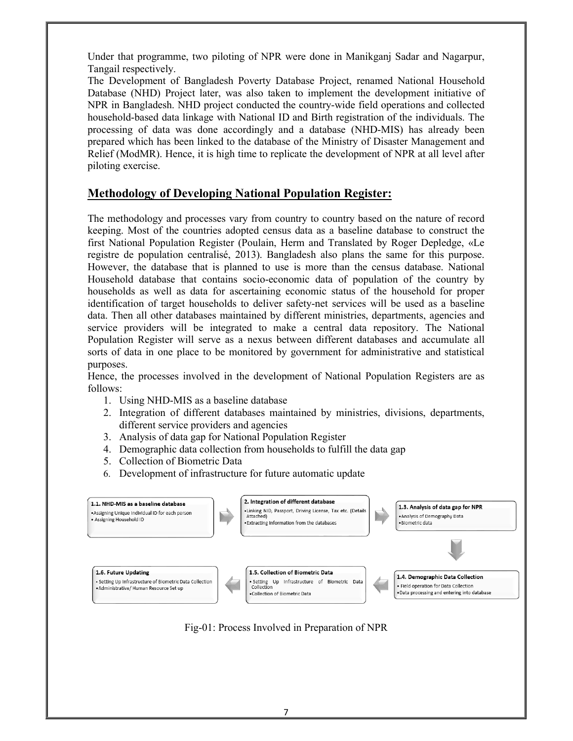Under that programme, two piloting of NPR were done in Manikganj Sadar and Nagarpur, Tangail respectively.

The Development of Bangladesh Poverty Database Project, renamed National Household Database (NHD) Project later, was also taken to implement the development initiative of NPR in Bangladesh. NHD project conducted the country-wide field operations and collected household-based data linkage with National ID and Birth registration of the individuals. The processing of data was done accordingly and a database (NHD-MIS) has already been prepared which has been linked to the database of the Ministry of Disaster Management and Relief (ModMR). Hence, it is high time to replicate the development of NPR at all level after piloting exercise.

## Methodology of Developing National Population Register:

The methodology and processes vary from country to country based on the nature of record keeping. Most of the countries adopted census data as a baseline database to construct the first National Population Register (Poulain, Herm and Translated by Roger Depledge, «Le registre de population centralisé, 2013). Bangladesh also plans the same for this purpose. However, the database that is planned to use is more than the census database. National Household database that contains socio-economic data of population of the country by households as well as data for ascertaining economic status of the household for proper identification of target households to deliver safety-net services will be used as a baseline data. Then all other databases maintained by different ministries, departments, agencies and service providers will be integrated to make a central data repository. The National Population Register will serve as a nexus between different databases and accumulate all sorts of data in one place to be monitored by government for administrative and statistical purposes.

Hence, the processes involved in the development of National Population Registers are as follows:

1. Using NHD-MIS as a baseline database
2. Integration of different databases maintained by ministries, divisions, departments, different service providers and agencies
3. Analysis of data gap for National Population Register
4. Demographic data collection from households to fulfill the data gap
5. Collection of Biometric Data
6. Development of infrastructure for future automatic update

**1.1. NHD-MIS as a baseline database**
- Assigning Unique Individual ID for each person
- Assigning Household ID

**2. Integration of different database**
- Linking NID, Passport, Driving License, Tax etc. (Details Attached)
- Extracting Information from the databases

**1.3. Analysis of data gap for NPR**
- Analysis of Demography Data
- Biometric data

**1.4. Demographic Data Collection**
- Field operation for Data Collection
- Data processing and entering into database

**1.5. Collection of Biometric Data**
- Setting Up Infrastructure of Biometric Data Collection
- Collection of Biometric Data

**1.6. Future Updating**
- Setting Up Infrastructure of Biometric Data Collection
- Administrative/ Human Resource Set up

Fig-01: Process Involved in Preparation of NPR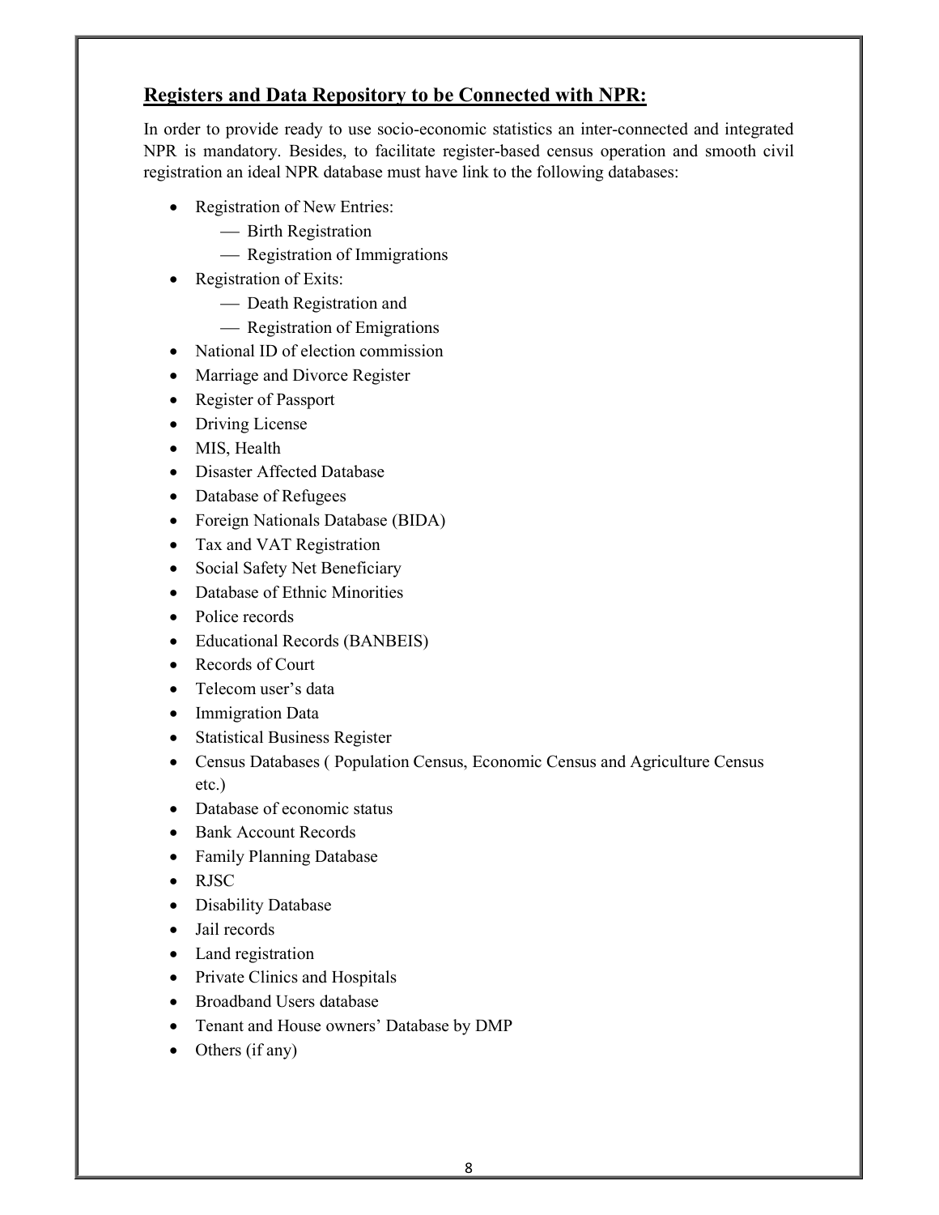## Registers and Data Repository to be Connected with NPR:

In order to provide ready to use socio-economic statistics an inter-connected and integrated NPR is mandatory. Besides, to facilitate register-based census operation and smooth civil registration an ideal NPR database must have link to the following databases:

- Registration of New Entries:
  - Birth Registration
  - Registration of Immigrations
- Registration of Exits:
  - Death Registration and
  - Registration of Emigrations
- National ID of election commission
- Marriage and Divorce Register
- Register of Passport
- Driving License
- MIS, Health
- Disaster Affected Database
- Database of Refugees
- Foreign Nationals Database (BIDA)
- Tax and VAT Registration
- Social Safety Net Beneficiary
- Database of Ethnic Minorities
- Police records
- Educational Records (BANBEIS)
- Records of Court
- Telecom user's data
- Immigration Data
- Statistical Business Register
- Census Databases ( Population Census, Economic Census and Agriculture Census etc.)
- Database of economic status
- Bank Account Records
- Family Planning Database
- RJSC
- Disability Database
- Jail records
- Land registration
- Private Clinics and Hospitals
- Broadband Users database
- Tenant and House owners' Database by DMP
- Others (if any)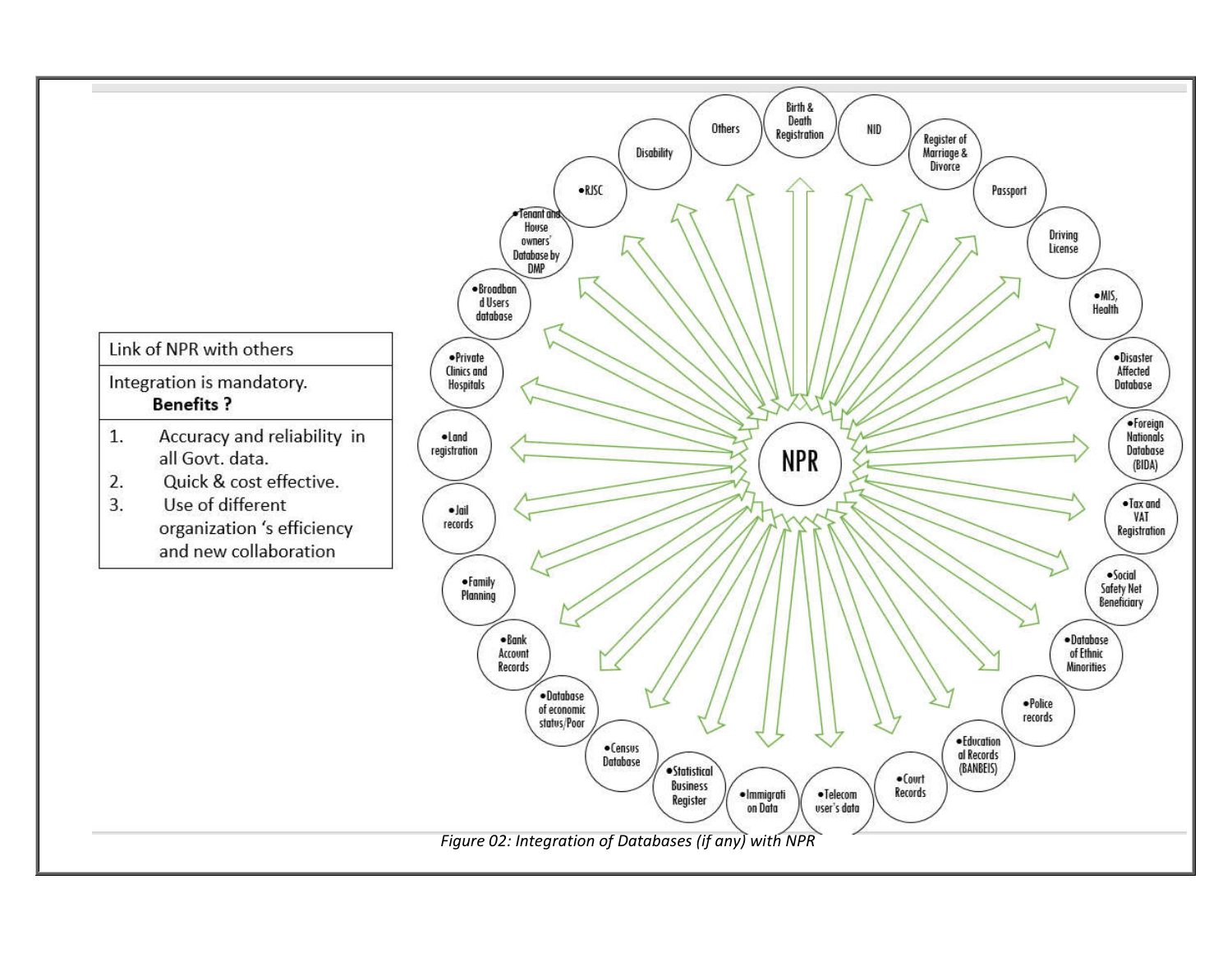| Link of NPR with others |
| --- |
| Integration is mandatory.<br>**Benefits ?** |
| 1. Accuracy and reliability in all Govt. data.<br>2. Quick & cost effective.<br>3. Use of different organization 's efficiency and new collaboration |

NPR

Birth & Death Registration
NID
Register of Marriage & Divorce
Passport
Driving License
- MIS, Health
- Disaster Affected Database
- Foreign Nationals Database (BIDA)
- Tax and VAT Registration
- Social Safety Net Beneficiary
- Database of Ethnic Minorities
- Police records
- Educational Records (BANBEIS)
- Court Records
- Telecom user's data
- Immigration Data
- Statistical Business Register
- Census Database
- Database of economic status/Poor
- Bank Account Records
- Family Planning
- Jail records
- Land registration
- Private Clinics and Hospitals
- Broadband Users database
- Tenant and House owners' Database by DMP
- RJSC

Disability
Others

*Figure 02: Integration of Databases (if any) with NPR*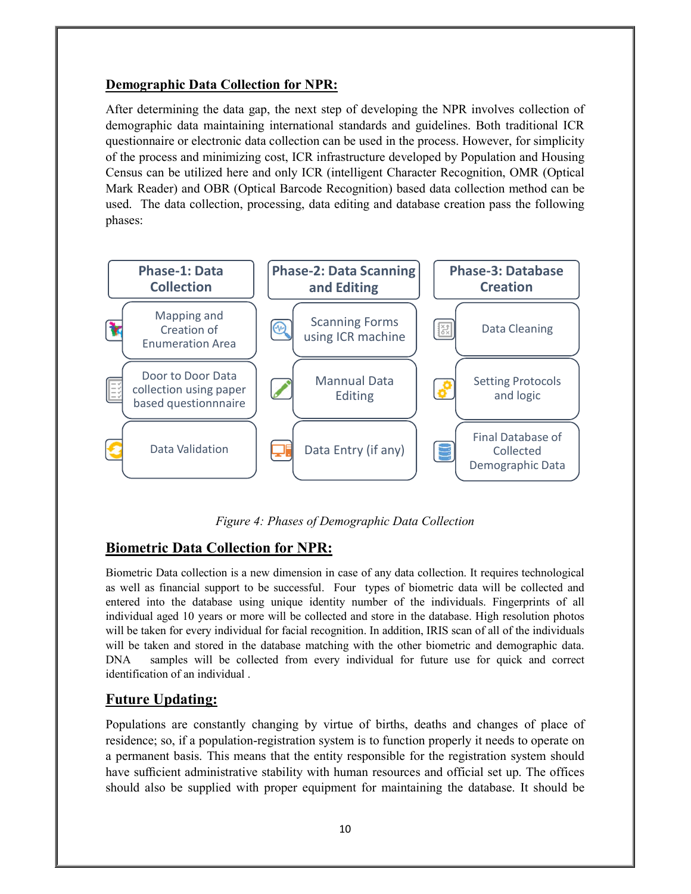## Demographic Data Collection for NPR:

After determining the data gap, the next step of developing the NPR involves collection of demographic data maintaining international standards and guidelines. Both traditional ICR questionnaire or electronic data collection can be used in the process. However, for simplicity of the process and minimizing cost, ICR infrastructure developed by Population and Housing Census can be utilized here and only ICR (intelligent Character Recognition, OMR (Optical Mark Reader) and OBR (Optical Barcode Recognition) based data collection method can be used. The data collection, processing, data editing and database creation pass the following phases:

| Phase-1: Data Collection | Phase-2: Data Scanning and Editing | Phase-3: Database Creation |
|---|---|---|
| Mapping and Creation of Enumeration Area | Scanning Forms using ICR machine | Data Cleaning |
| Door to Door Data collection using paper based questionnaire | Mannual Data Editing | Setting Protocols and logic |
| Data Validation | Data Entry (if any) | Final Database of Collected Demographic Data |

*Figure 4: Phases of Demographic Data Collection*

## Biometric Data Collection for NPR:

Biometric Data collection is a new dimension in case of any data collection. It requires technological as well as financial support to be successful. Four types of biometric data will be collected and entered into the database using unique identity number of the individuals. Fingerprints of all individual aged 10 years or more will be collected and store in the database. High resolution photos will be taken for every individual for facial recognition. In addition, IRIS scan of all of the individuals will be taken and stored in the database matching with the other biometric and demographic data. DNA samples will be collected from every individual for future use for quick and correct identification of an individual .

## Future Updating:

Populations are constantly changing by virtue of births, deaths and changes of place of residence; so, if a population-registration system is to function properly it needs to operate on a permanent basis. This means that the entity responsible for the registration system should have sufficient administrative stability with human resources and official set up. The offices should also be supplied with proper equipment for maintaining the database. It should be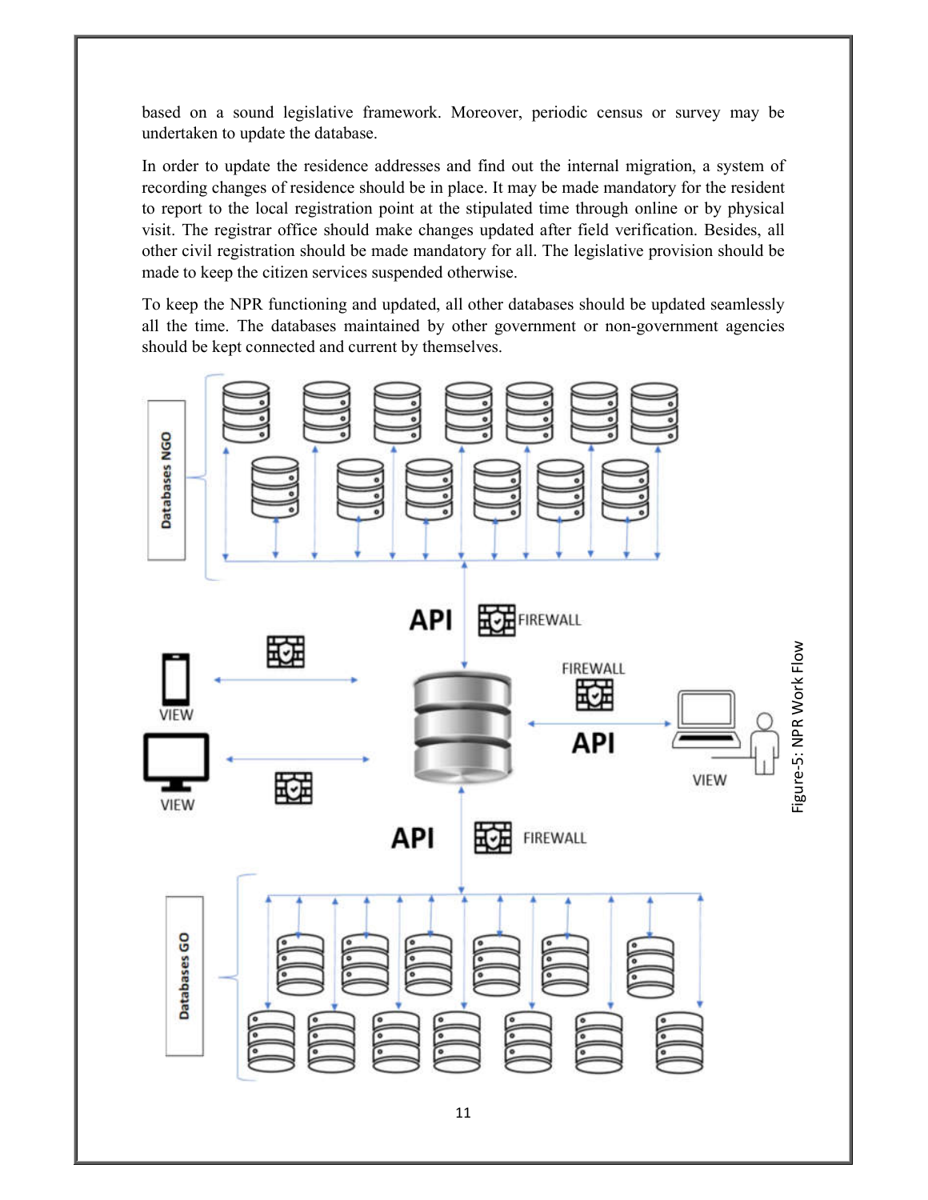based on a sound legislative framework. Moreover, periodic census or survey may be undertaken to update the database.

In order to update the residence addresses and find out the internal migration, a system of recording changes of residence should be in place. It may be made mandatory for the resident to report to the local registration point at the stipulated time through online or by physical visit. The registrar office should make changes updated after field verification. Besides, all other civil registration should be made mandatory for all. The legislative provision should be made to keep the citizen services suspended otherwise.

To keep the NPR functioning and updated, all other databases should be updated seamlessly all the time. The databases maintained by other government or non-government agencies should be kept connected and current by themselves.

Figure-5: NPR Work Flow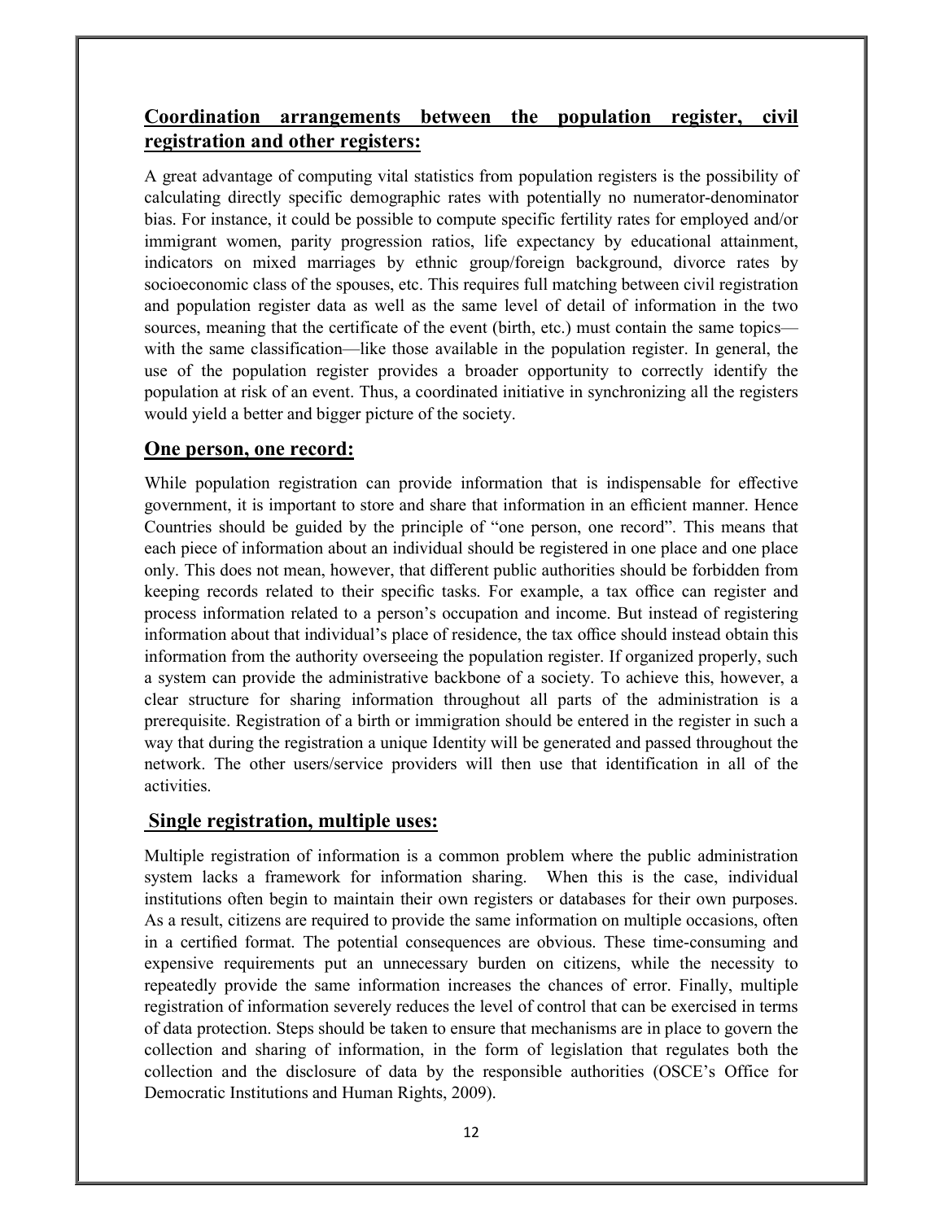## Coordination arrangements between the population register, civil registration and other registers:

A great advantage of computing vital statistics from population registers is the possibility of calculating directly specific demographic rates with potentially no numerator-denominator bias. For instance, it could be possible to compute specific fertility rates for employed and/or immigrant women, parity progression ratios, life expectancy by educational attainment, indicators on mixed marriages by ethnic group/foreign background, divorce rates by socioeconomic class of the spouses, etc. This requires full matching between civil registration and population register data as well as the same level of detail of information in the two sources, meaning that the certificate of the event (birth, etc.) must contain the same topics—with the same classification—like those available in the population register. In general, the use of the population register provides a broader opportunity to correctly identify the population at risk of an event. Thus, a coordinated initiative in synchronizing all the registers would yield a better and bigger picture of the society.

## One person, one record:

While population registration can provide information that is indispensable for effective government, it is important to store and share that information in an efficient manner. Hence Countries should be guided by the principle of "one person, one record". This means that each piece of information about an individual should be registered in one place and one place only. This does not mean, however, that different public authorities should be forbidden from keeping records related to their specific tasks. For example, a tax office can register and process information related to a person's occupation and income. But instead of registering information about that individual's place of residence, the tax office should instead obtain this information from the authority overseeing the population register. If organized properly, such a system can provide the administrative backbone of a society. To achieve this, however, a clear structure for sharing information throughout all parts of the administration is a prerequisite. Registration of a birth or immigration should be entered in the register in such a way that during the registration a unique Identity will be generated and passed throughout the network. The other users/service providers will then use that identification in all of the activities.

## Single registration, multiple uses:

Multiple registration of information is a common problem where the public administration system lacks a framework for information sharing. When this is the case, individual institutions often begin to maintain their own registers or databases for their own purposes. As a result, citizens are required to provide the same information on multiple occasions, often in a certified format. The potential consequences are obvious. These time-consuming and expensive requirements put an unnecessary burden on citizens, while the necessity to repeatedly provide the same information increases the chances of error. Finally, multiple registration of information severely reduces the level of control that can be exercised in terms of data protection. Steps should be taken to ensure that mechanisms are in place to govern the collection and sharing of information, in the form of legislation that regulates both the collection and the disclosure of data by the responsible authorities (OSCE's Office for Democratic Institutions and Human Rights, 2009).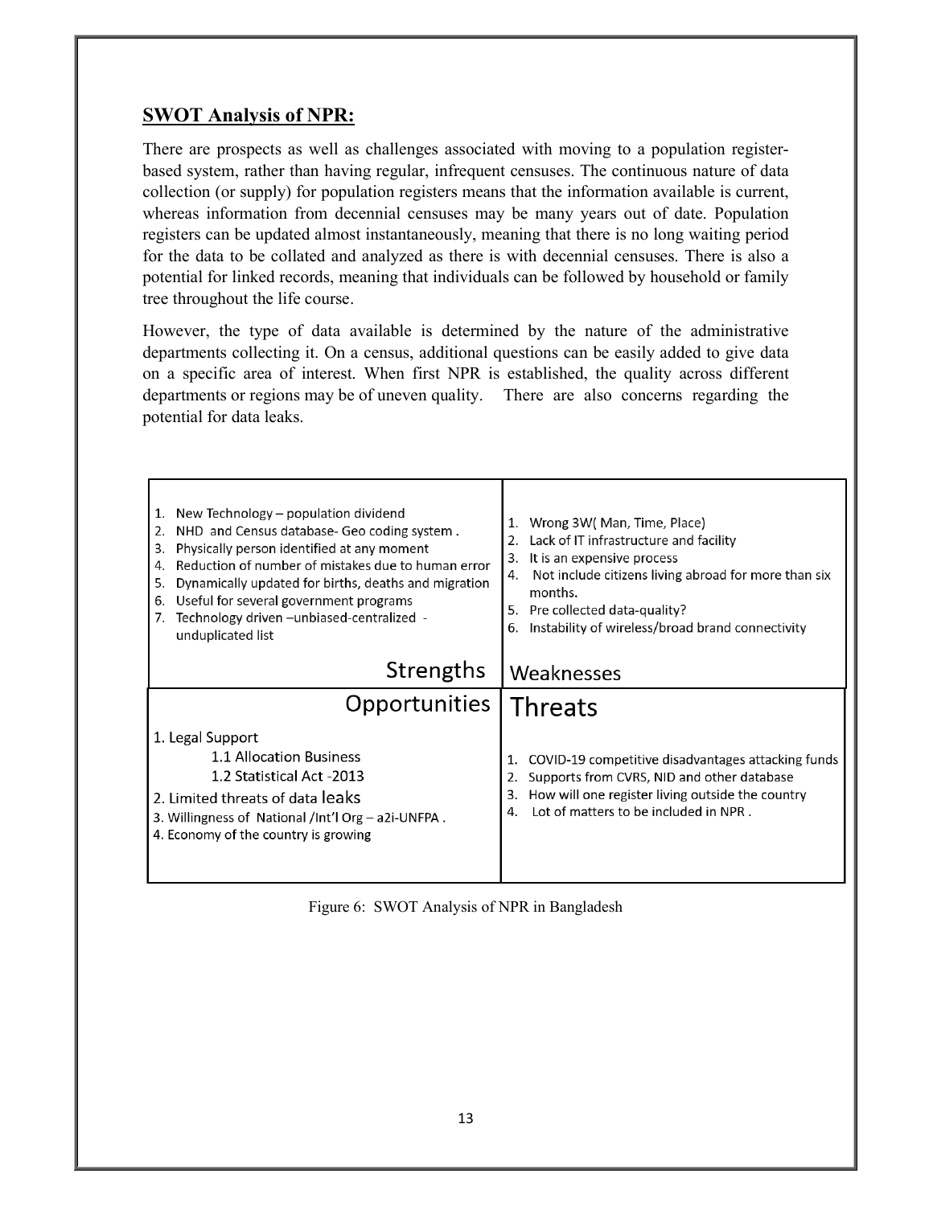## SWOT Analysis of NPR:

There are prospects as well as challenges associated with moving to a population register-based system, rather than having regular, infrequent censuses. The continuous nature of data collection (or supply) for population registers means that the information available is current, whereas information from decennial censuses may be many years out of date. Population registers can be updated almost instantaneously, meaning that there is no long waiting period for the data to be collated and analyzed as there is with decennial censuses. There is also a potential for linked records, meaning that individuals can be followed by household or family tree throughout the life course.

However, the type of data available is determined by the nature of the administrative departments collecting it. On a census, additional questions can be easily added to give data on a specific area of interest. When first NPR is established, the quality across different departments or regions may be of uneven quality. There are also concerns regarding the potential for data leaks.

| Strengths | Weaknesses |
|---|---|
| 1. New Technology – population dividend<br>2. NHD and Census database- Geo coding system .<br>3. Physically person identified at any moment<br>4. Reduction of number of mistakes due to human error<br>5. Dynamically updated for births, deaths and migration<br>6. Useful for several government programs<br>7. Technology driven –unbiased-centralized - unduplicated list | 1. Wrong 3W( Man, Time, Place)<br>2. Lack of IT infrastructure and facility<br>3. It is an expensive process<br>4. Not include citizens living abroad for more than six months.<br>5. Pre collected data-quality?<br>6. Instability of wireless/broad brand connectivity |
| **Opportunities** | **Threats** |
| 1. Legal Support<br>1.1 Allocation Business<br>1.2 Statistical Act -2013<br>2. Limited threats of data leaks<br>3. Willingness of National /Int'l Org – a2i-UNFPA .<br>4. Economy of the country is growing | 1. COVID-19 competitive disadvantages attacking funds<br>2. Supports from CVRS, NID and other database<br>3. How will one register living outside the country<br>4. Lot of matters to be included in NPR . |

Figure 6: SWOT Analysis of NPR in Bangladesh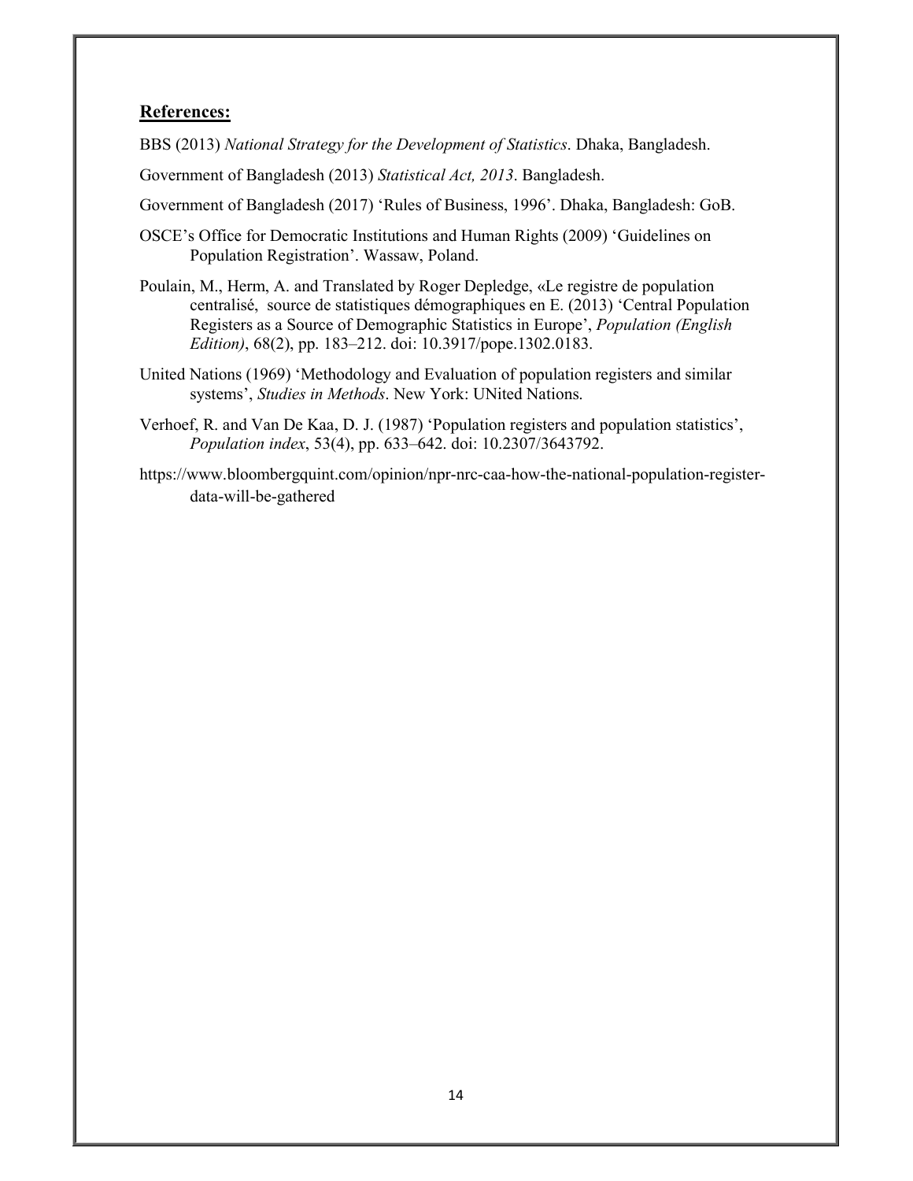**References:**

BBS (2013) *National Strategy for the Development of Statistics*. Dhaka, Bangladesh.

Government of Bangladesh (2013) *Statistical Act, 2013*. Bangladesh.

Government of Bangladesh (2017) 'Rules of Business, 1996'. Dhaka, Bangladesh: GoB.

OSCE's Office for Democratic Institutions and Human Rights (2009) 'Guidelines on Population Registration'. Wassaw, Poland.

Poulain, M., Herm, A. and Translated by Roger Depledge, «Le registre de population centralisé, source de statistiques démographiques en E. (2013) 'Central Population Registers as a Source of Demographic Statistics in Europe', *Population (English Edition)*, 68(2), pp. 183–212. doi: 10.3917/pope.1302.0183.

United Nations (1969) 'Methodology and Evaluation of population registers and similar systems', *Studies in Methods*. New York: UNited Nations.

Verhoef, R. and Van De Kaa, D. J. (1987) 'Population registers and population statistics', *Population index*, 53(4), pp. 633–642. doi: 10.2307/3643792.

https://www.bloombergquint.com/opinion/npr-nrc-caa-how-the-national-population-register-data-will-be-gathered